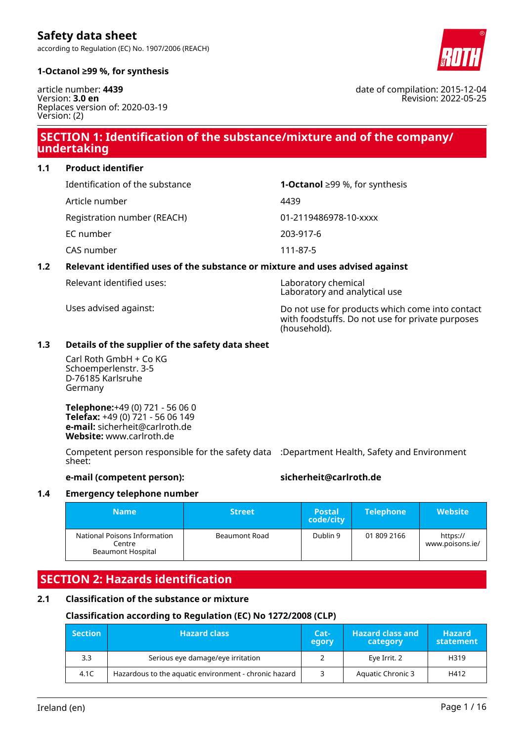# Safety data sheet

according to Regulation (EC) No. 1907/2006 (REACH)

**1-Octanol ≥99 %, for synthesis**

article number: **4439**
Version: **3.0 en**
Replaces version of: 2020-03-19
Version: (2)

date of compilation: 2015-12-04
Revision: 2022-05-25

## SECTION 1: Identification of the substance/mixture and of the company/undertaking

### 1.1 Product identifier

| | |
|---|---|
| Identification of the substance | **1-Octanol** ≥99 %, for synthesis |
| Article number | 4439 |
| Registration number (REACH) | 01-2119486978-10-xxxx |
| EC number | 203-917-6 |
| CAS number | 111-87-5 |

### 1.2 Relevant identified uses of the substance or mixture and uses advised against

| | |
|---|---|
| Relevant identified uses: | Laboratory chemical<br>Laboratory and analytical use |
| Uses advised against: | Do not use for products which come into contact with foodstuffs. Do not use for private purposes (household). |

### 1.3 Details of the supplier of the safety data sheet

Carl Roth GmbH + Co KG
Schoemperlenstr. 3-5
D-76185 Karlsruhe
Germany

**Telephone:**+49 (0) 721 - 56 06 0
**Telefax:** +49 (0) 721 - 56 06 149
**e-mail:** sicherheit@carlroth.de
**Website:** www.carlroth.de

Competent person responsible for the safety data sheet: :Department Health, Safety and Environment

**e-mail (competent person):** **sicherheit@carlroth.de**

### 1.4 Emergency telephone number

| Name | Street | Postal code/city | Telephone | Website |
|---|---|---|---|---|
| National Poisons Information Centre<br>Beaumont Hospital | Beaumont Road | Dublin 9 | 01 809 2166 | https://www.poisons.ie/ |

## SECTION 2: Hazards identification

### 2.1 Classification of the substance or mixture

**Classification according to Regulation (EC) No 1272/2008 (CLP)**

| Section | Hazard class | Category | Hazard class and category | Hazard statement |
|---|---|---|---|---|
| 3.3 | Serious eye damage/eye irritation | 2 | Eye Irrit. 2 | H319 |
| 4.1C | Hazardous to the aquatic environment - chronic hazard | 3 | Aquatic Chronic 3 | H412 |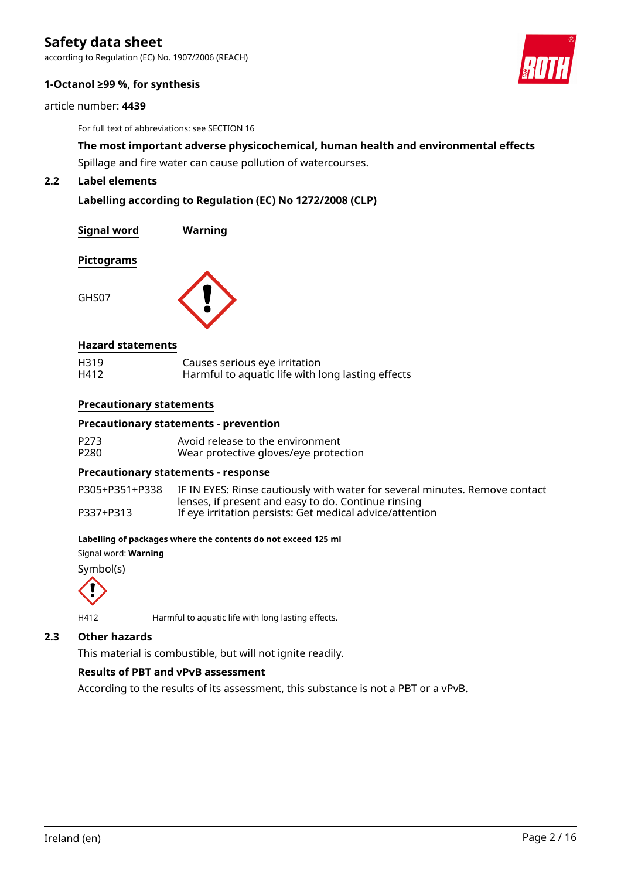For full text of abbreviations: see SECTION 16

**The most important adverse physicochemical, human health and environmental effects**

Spillage and fire water can cause pollution of watercourses.

## 2.2 Label elements

**Labelling according to Regulation (EC) No 1272/2008 (CLP)**

**Signal word** **Warning**

**Pictograms**

GHS07

**Hazard statements**

| | |
|---|---|
| H319 | Causes serious eye irritation |
| H412 | Harmful to aquatic life with long lasting effects |

**Precautionary statements**

**Precautionary statements - prevention**

| | |
|---|---|
| P273 | Avoid release to the environment |
| P280 | Wear protective gloves/eye protection |

**Precautionary statements - response**

| | |
|---|---|
| P305+P351+P338 | IF IN EYES: Rinse cautiously with water for several minutes. Remove contact lenses, if present and easy to do. Continue rinsing |
| P337+P313 | If eye irritation persists: Get medical advice/attention |

**Labelling of packages where the contents do not exceed 125 ml**

Signal word: **Warning**

Symbol(s)

| | |
|---|---|
| H412 | Harmful to aquatic life with long lasting effects. |

## 2.3 Other hazards

This material is combustible, but will not ignite readily.

**Results of PBT and vPvB assessment**

According to the results of its assessment, this substance is not a PBT or a vPvB.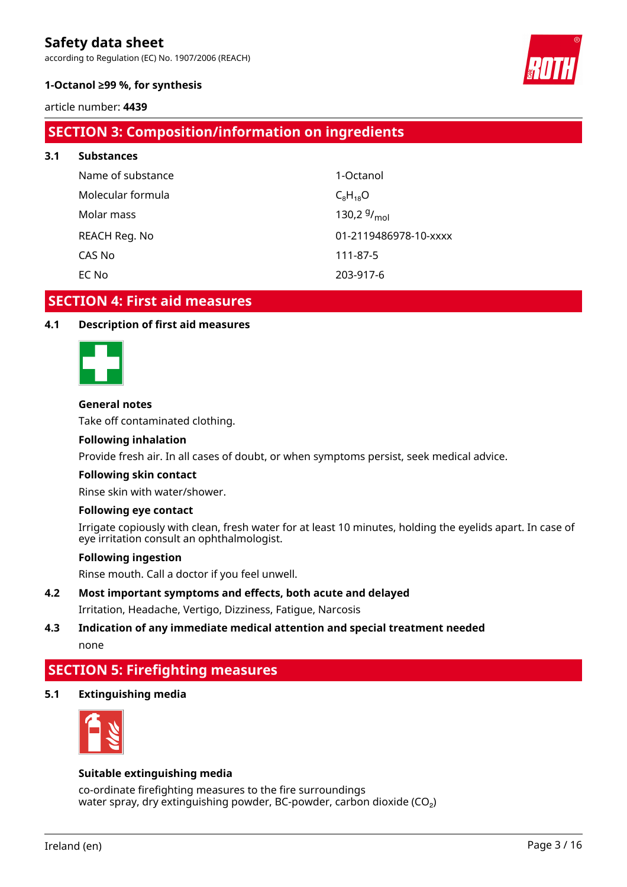## SECTION 3: Composition/information on ingredients

### 3.1 Substances

| | |
|---|---|
| Name of substance | 1-Octanol |
| Molecular formula | $C_8H_{18}O$ |
| Molar mass | 130,2 $^{g}/_{mol}$ |
| REACH Reg. No | 01-2119486978-10-xxxx |
| CAS No | 111-87-5 |
| EC No | 203-917-6 |

## SECTION 4: First aid measures

### 4.1 Description of first aid measures

**General notes**

Take off contaminated clothing.

**Following inhalation**

Provide fresh air. In all cases of doubt, or when symptoms persist, seek medical advice.

**Following skin contact**

Rinse skin with water/shower.

**Following eye contact**

Irrigate copiously with clean, fresh water for at least 10 minutes, holding the eyelids apart. In case of eye irritation consult an ophthalmologist.

**Following ingestion**

Rinse mouth. Call a doctor if you feel unwell.

### 4.2 Most important symptoms and effects, both acute and delayed

Irritation, Headache, Vertigo, Dizziness, Fatigue, Narcosis

### 4.3 Indication of any immediate medical attention and special treatment needed

none

## SECTION 5: Firefighting measures

### 5.1 Extinguishing media

**Suitable extinguishing media**

co-ordinate firefighting measures to the fire surroundings
water spray, dry extinguishing powder, BC-powder, carbon dioxide ($CO_2$)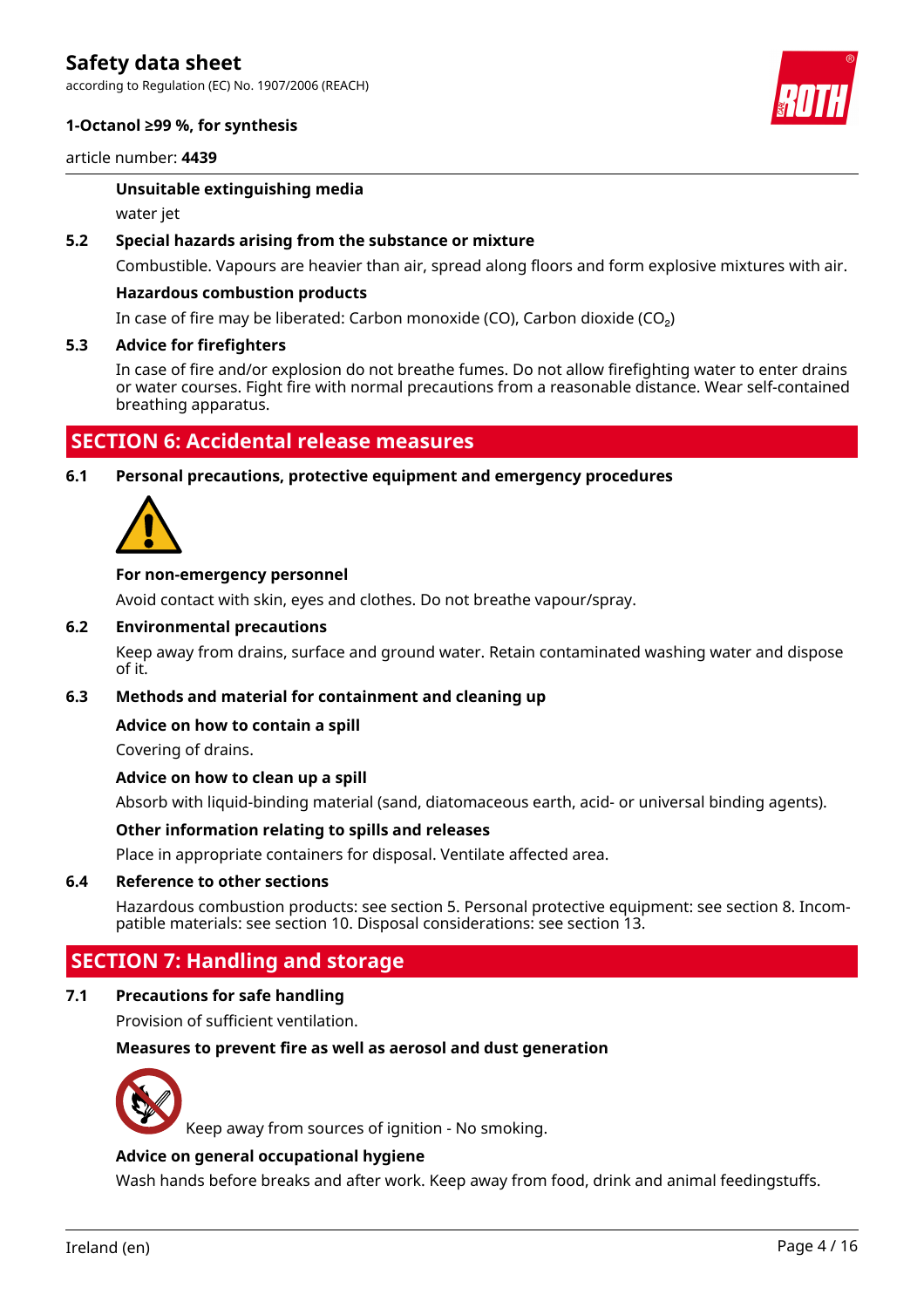**Unsuitable extinguishing media**

water jet

### 5.2 Special hazards arising from the substance or mixture

Combustible. Vapours are heavier than air, spread along floors and form explosive mixtures with air.

**Hazardous combustion products**

In case of fire may be liberated: Carbon monoxide (CO), Carbon dioxide ($CO_2$)

### 5.3 Advice for firefighters

In case of fire and/or explosion do not breathe fumes. Do not allow firefighting water to enter drains or water courses. Fight fire with normal precautions from a reasonable distance. Wear self-contained breathing apparatus.

## SECTION 6: Accidental release measures

### 6.1 Personal precautions, protective equipment and emergency procedures

**For non-emergency personnel**

Avoid contact with skin, eyes and clothes. Do not breathe vapour/spray.

### 6.2 Environmental precautions

Keep away from drains, surface and ground water. Retain contaminated washing water and dispose of it.

### 6.3 Methods and material for containment and cleaning up

**Advice on how to contain a spill**

Covering of drains.

**Advice on how to clean up a spill**

Absorb with liquid-binding material (sand, diatomaceous earth, acid- or universal binding agents).

**Other information relating to spills and releases**

Place in appropriate containers for disposal. Ventilate affected area.

### 6.4 Reference to other sections

Hazardous combustion products: see section 5. Personal protective equipment: see section 8. Incompatible materials: see section 10. Disposal considerations: see section 13.

## SECTION 7: Handling and storage

### 7.1 Precautions for safe handling

Provision of sufficient ventilation.

**Measures to prevent fire as well as aerosol and dust generation**

Keep away from sources of ignition - No smoking.

**Advice on general occupational hygiene**

Wash hands before breaks and after work. Keep away from food, drink and animal feedingstuffs.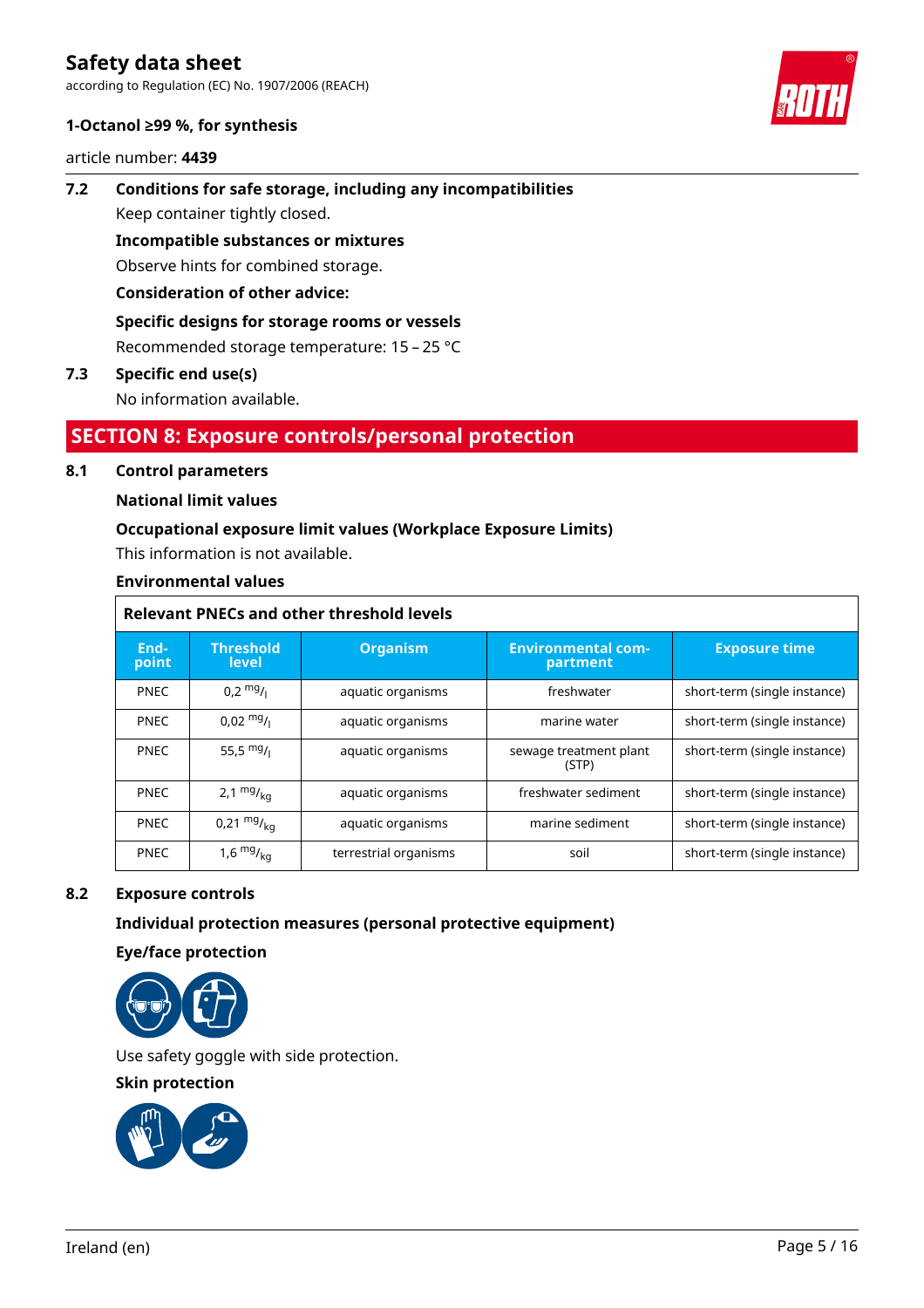### 7.2 Conditions for safe storage, including any incompatibilities

Keep container tightly closed.

**Incompatible substances or mixtures**

Observe hints for combined storage.

**Consideration of other advice:**

**Specific designs for storage rooms or vessels**

Recommended storage temperature: 15 – 25 °C

### 7.3 Specific end use(s)

No information available.

## SECTION 8: Exposure controls/personal protection

### 8.1 Control parameters

**National limit values**

**Occupational exposure limit values (Workplace Exposure Limits)**

This information is not available.

**Environmental values**

**Relevant PNECs and other threshold levels**

| End-point | Threshold level | Organism | Environmental compartment | Exposure time |
|---|---|---|---|---|
| PNEC | 0,2 $^{mg}/_{l}$ | aquatic organisms | freshwater | short-term (single instance) |
| PNEC | 0,02 $^{mg}/_{l}$ | aquatic organisms | marine water | short-term (single instance) |
| PNEC | 55,5 $^{mg}/_{l}$ | aquatic organisms | sewage treatment plant (STP) | short-term (single instance) |
| PNEC | 2,1 $^{mg}/_{kg}$ | aquatic organisms | freshwater sediment | short-term (single instance) |
| PNEC | 0,21 $^{mg}/_{kg}$ | aquatic organisms | marine sediment | short-term (single instance) |
| PNEC | 1,6 $^{mg}/_{kg}$ | terrestrial organisms | soil | short-term (single instance) |

### 8.2 Exposure controls

**Individual protection measures (personal protective equipment)**

**Eye/face protection**

Use safety goggle with side protection.

**Skin protection**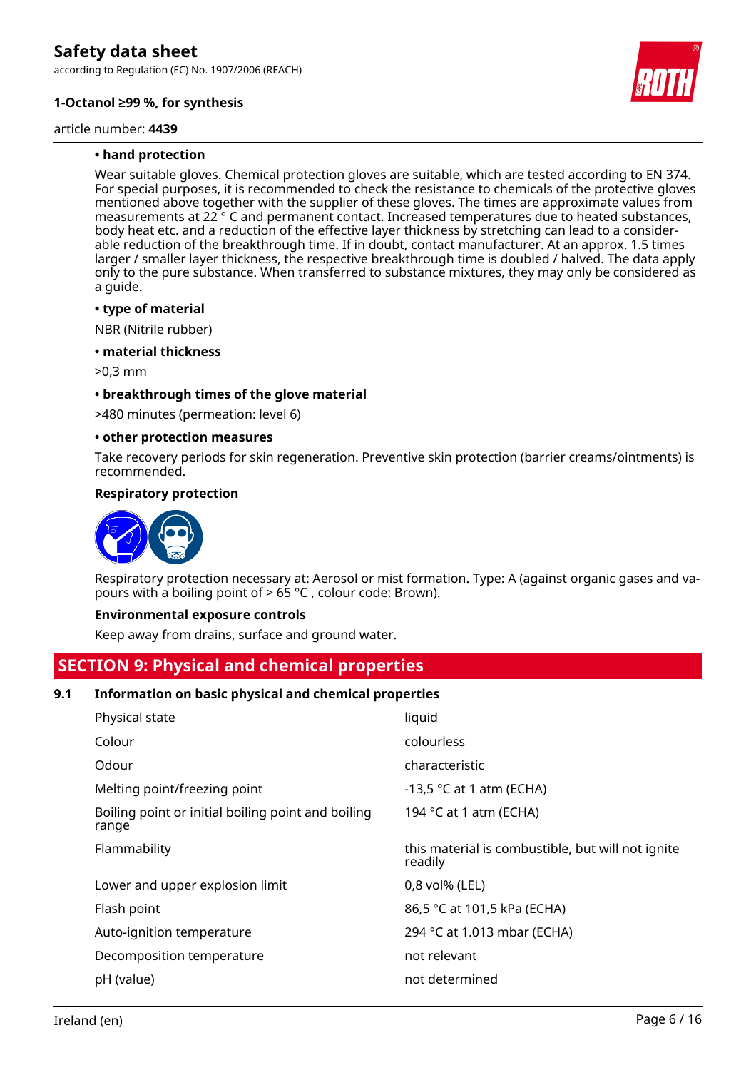**• hand protection**

Wear suitable gloves. Chemical protection gloves are suitable, which are tested according to EN 374. For special purposes, it is recommended to check the resistance to chemicals of the protective gloves mentioned above together with the supplier of these gloves. The times are approximate values from measurements at 22 ° C and permanent contact. Increased temperatures due to heated substances, body heat etc. and a reduction of the effective layer thickness by stretching can lead to a considerable reduction of the breakthrough time. If in doubt, contact manufacturer. At an approx. 1.5 times larger / smaller layer thickness, the respective breakthrough time is doubled / halved. The data apply only to the pure substance. When transferred to substance mixtures, they may only be considered as a guide.

**• type of material**

NBR (Nitrile rubber)

**• material thickness**

>0,3 mm

**• breakthrough times of the glove material**

>480 minutes (permeation: level 6)

**• other protection measures**

Take recovery periods for skin regeneration. Preventive skin protection (barrier creams/ointments) is recommended.

**Respiratory protection**

Respiratory protection necessary at: Aerosol or mist formation. Type: A (against organic gases and vapours with a boiling point of > 65 °C , colour code: Brown).

**Environmental exposure controls**

Keep away from drains, surface and ground water.

## SECTION 9: Physical and chemical properties

### 9.1 Information on basic physical and chemical properties

| Property | Value |
|---|---|
| Physical state | liquid |
| Colour | colourless |
| Odour | characteristic |
| Melting point/freezing point | -13,5 °C at 1 atm (ECHA) |
| Boiling point or initial boiling point and boiling range | 194 °C at 1 atm (ECHA) |
| Flammability | this material is combustible, but will not ignite readily |
| Lower and upper explosion limit | 0,8 vol% (LEL) |
| Flash point | 86,5 °C at 101,5 kPa (ECHA) |
| Auto-ignition temperature | 294 °C at 1.013 mbar (ECHA) |
| Decomposition temperature | not relevant |
| pH (value) | not determined |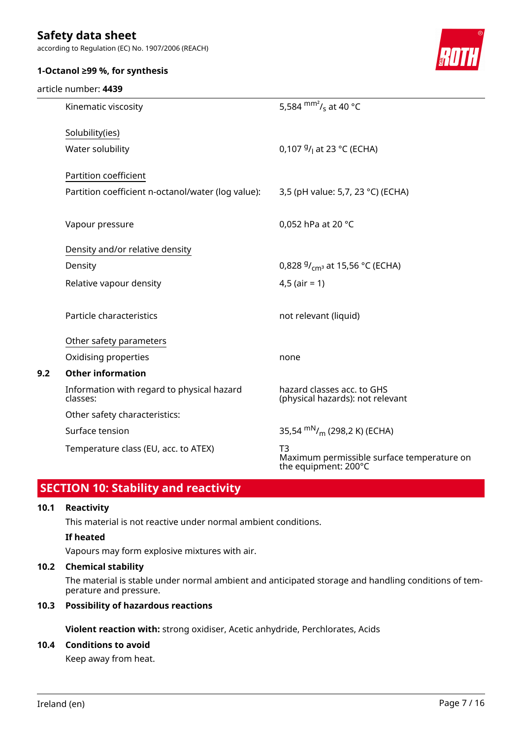| | |
|---|---|
| Kinematic viscosity | 5,584 $^{mm^2}/_{s}$ at 40 °C |
| Solubility(ies) | |
| Water solubility | 0,107 $^{g}/_{l}$ at 23 °C (ECHA) |
| Partition coefficient | |
| Partition coefficient n-octanol/water (log value): | 3,5 (pH value: 5,7, 23 °C) (ECHA) |
| Vapour pressure | 0,052 hPa at 20 °C |
| Density and/or relative density | |
| Density | 0,828 $^{g}/_{cm^3}$ at 15,56 °C (ECHA) |
| Relative vapour density | 4,5 (air = 1) |
| Particle characteristics | not relevant (liquid) |
| Other safety parameters | |
| Oxidising properties | none |

### 9.2 Other information

| | |
|---|---|
| Information with regard to physical hazard classes: | hazard classes acc. to GHS (physical hazards): not relevant |
| Other safety characteristics: | |
| Surface tension | 35,54 $^{mN}/_{m}$ (298,2 K) (ECHA) |
| Temperature class (EU, acc. to ATEX) | T3<br>Maximum permissible surface temperature on the equipment: 200°C |

## SECTION 10: Stability and reactivity

### 10.1 Reactivity

This material is not reactive under normal ambient conditions.

**If heated**

Vapours may form explosive mixtures with air.

### 10.2 Chemical stability

The material is stable under normal ambient and anticipated storage and handling conditions of temperature and pressure.

### 10.3 Possibility of hazardous reactions

**Violent reaction with:** strong oxidiser, Acetic anhydride, Perchlorates, Acids

### 10.4 Conditions to avoid

Keep away from heat.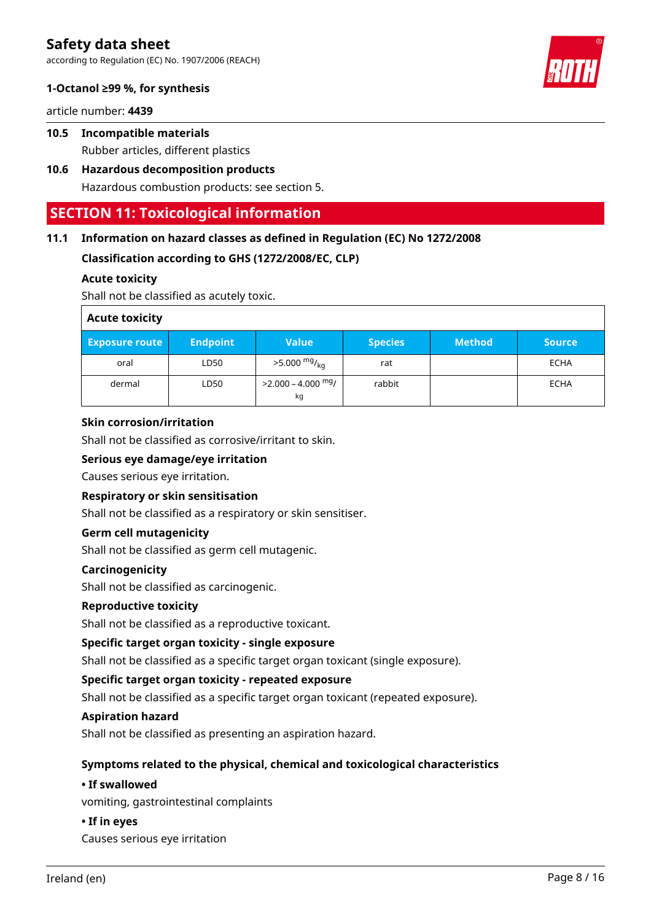### 10.5 Incompatible materials

Rubber articles, different plastics

### 10.6 Hazardous decomposition products

Hazardous combustion products: see section 5.

## SECTION 11: Toxicological information

### 11.1 Information on hazard classes as defined in Regulation (EC) No 1272/2008

**Classification according to GHS (1272/2008/EC, CLP)**

**Acute toxicity**

Shall not be classified as acutely toxic.

| Acute toxicity | | | | | |
|---|---|---|---|---|---|
| **Exposure route** | **Endpoint** | **Value** | **Species** | **Method** | **Source** |
| oral | LD50 | >5.000 $^{mg}/_{kg}$ | rat | | ECHA |
| dermal | LD50 | >2.000 – 4.000 $^{mg}/_{kg}$ | rabbit | | ECHA |

**Skin corrosion/irritation**

Shall not be classified as corrosive/irritant to skin.

**Serious eye damage/eye irritation**

Causes serious eye irritation.

**Respiratory or skin sensitisation**

Shall not be classified as a respiratory or skin sensitiser.

**Germ cell mutagenicity**

Shall not be classified as germ cell mutagenic.

**Carcinogenicity**

Shall not be classified as carcinogenic.

**Reproductive toxicity**

Shall not be classified as a reproductive toxicant.

**Specific target organ toxicity - single exposure**

Shall not be classified as a specific target organ toxicant (single exposure).

**Specific target organ toxicity - repeated exposure**

Shall not be classified as a specific target organ toxicant (repeated exposure).

**Aspiration hazard**

Shall not be classified as presenting an aspiration hazard.

**Symptoms related to the physical, chemical and toxicological characteristics**

**• If swallowed**

vomiting, gastrointestinal complaints

**• If in eyes**

Causes serious eye irritation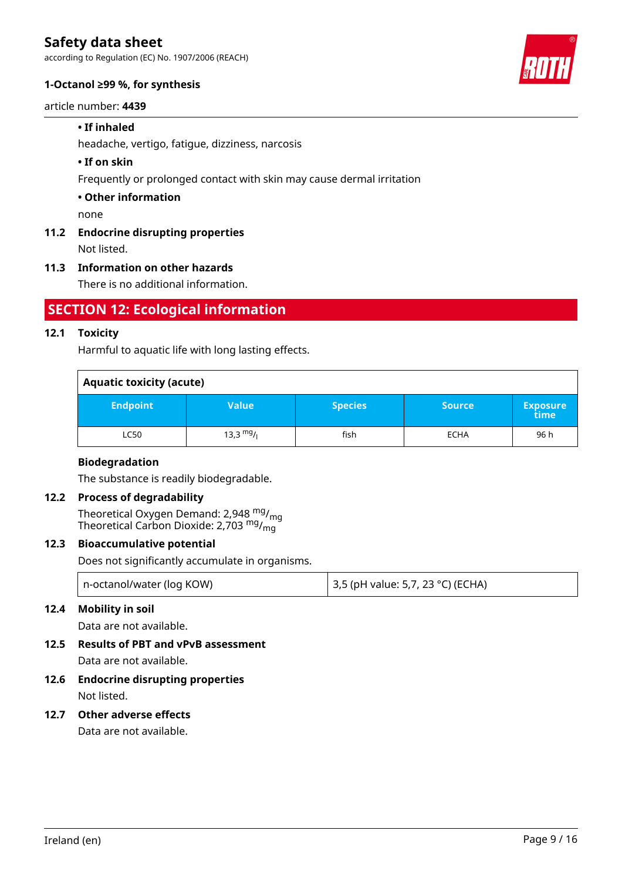- **If inhaled**

  headache, vertigo, fatigue, dizziness, narcosis

- **If on skin**

  Frequently or prolonged contact with skin may cause dermal irritation

- **Other information**

  none

### 11.2 Endocrine disrupting properties

Not listed.

### 11.3 Information on other hazards

There is no additional information.

## SECTION 12: Ecological information

### 12.1 Toxicity

Harmful to aquatic life with long lasting effects.

| Aquatic toxicity (acute) | | | | |
|---|---|---|---|---|
| **Endpoint** | **Value** | **Species** | **Source** | **Exposure time** |
| LC50 | 13,3 $^{mg}/_{l}$ | fish | ECHA | 96 h |

**Biodegradation**

The substance is readily biodegradable.

### 12.2 Process of degradability

Theoretical Oxygen Demand: 2,948 $^{mg}/_{mg}$
Theoretical Carbon Dioxide: 2,703 $^{mg}/_{mg}$

### 12.3 Bioaccumulative potential

Does not significantly accumulate in organisms.

| n-octanol/water (log KOW) | 3,5 (pH value: 5,7, 23 °C) (ECHA) |
|---|---|

### 12.4 Mobility in soil

Data are not available.

### 12.5 Results of PBT and vPvB assessment

Data are not available.

### 12.6 Endocrine disrupting properties

Not listed.

### 12.7 Other adverse effects

Data are not available.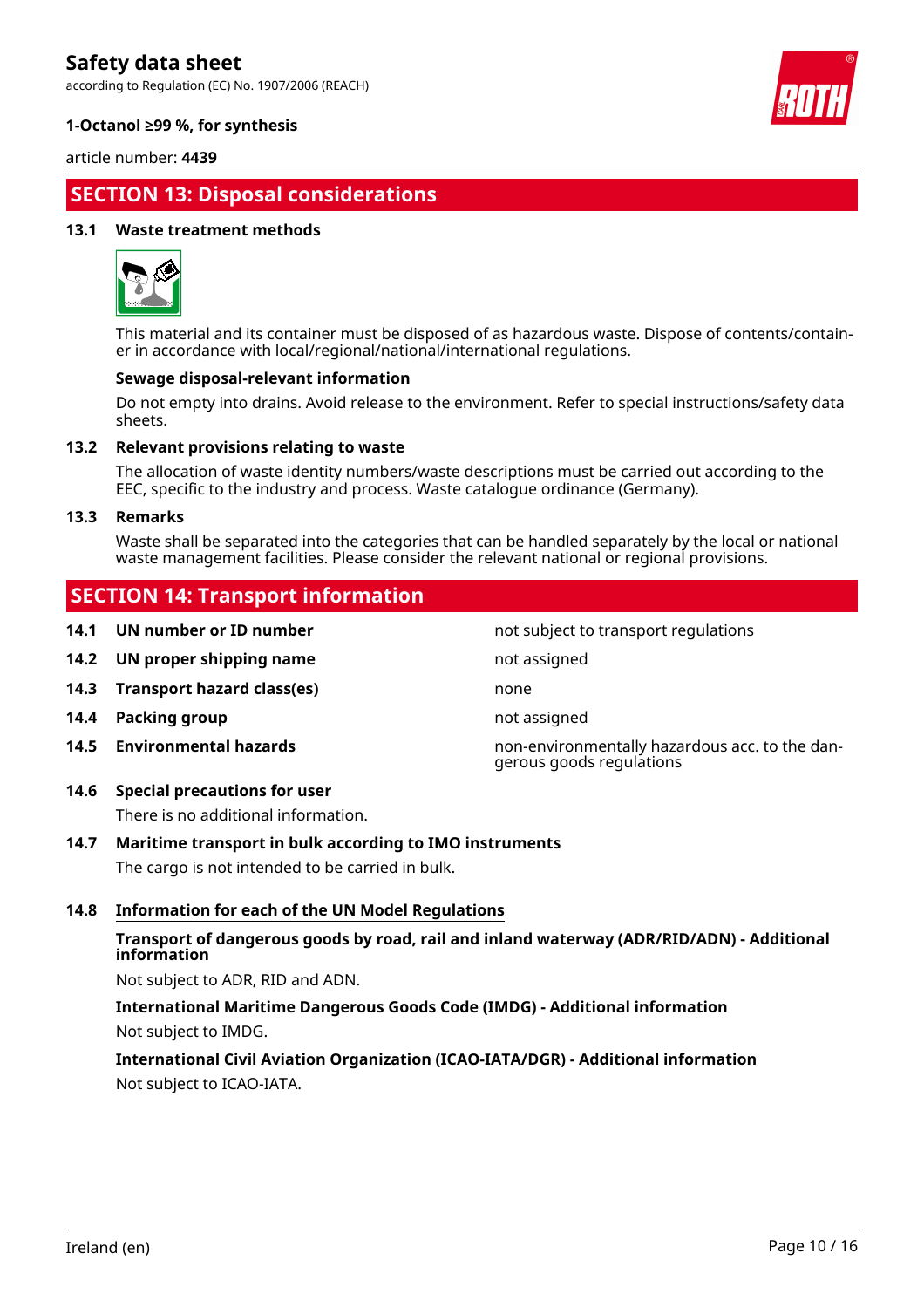## SECTION 13: Disposal considerations

### 13.1 Waste treatment methods

This material and its container must be disposed of as hazardous waste. Dispose of contents/container in accordance with local/regional/national/international regulations.

**Sewage disposal-relevant information**

Do not empty into drains. Avoid release to the environment. Refer to special instructions/safety data sheets.

### 13.2 Relevant provisions relating to waste

The allocation of waste identity numbers/waste descriptions must be carried out according to the EEC, specific to the industry and process. Waste catalogue ordinance (Germany).

### 13.3 Remarks

Waste shall be separated into the categories that can be handled separately by the local or national waste management facilities. Please consider the relevant national or regional provisions.

## SECTION 14: Transport information

| | | |
|---|---|---|
| **14.1** | **UN number or ID number** | not subject to transport regulations |
| **14.2** | **UN proper shipping name** | not assigned |
| **14.3** | **Transport hazard class(es)** | none |
| **14.4** | **Packing group** | not assigned |
| **14.5** | **Environmental hazards** | non-environmentally hazardous acc. to the dangerous goods regulations |

### 14.6 Special precautions for user

There is no additional information.

### 14.7 Maritime transport in bulk according to IMO instruments

The cargo is not intended to be carried in bulk.

### 14.8 Information for each of the UN Model Regulations

**Transport of dangerous goods by road, rail and inland waterway (ADR/RID/ADN) - Additional information**

Not subject to ADR, RID and ADN.

**International Maritime Dangerous Goods Code (IMDG) - Additional information**

Not subject to IMDG.

**International Civil Aviation Organization (ICAO-IATA/DGR) - Additional information**

Not subject to ICAO-IATA.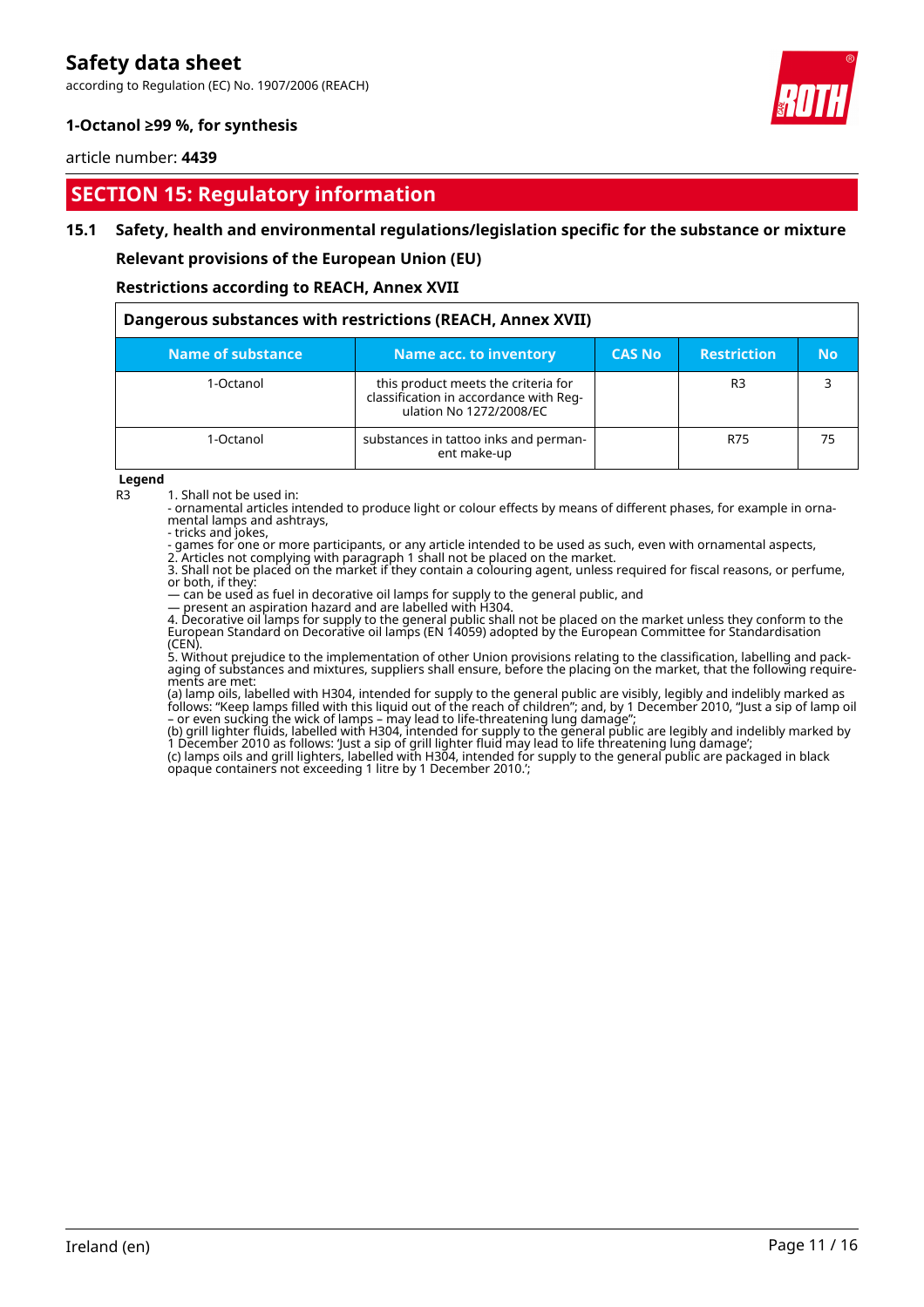# Safety data sheet

according to Regulation (EC) No. 1907/2006 (REACH)

**1-Octanol ≥99 %, for synthesis**

article number: **4439**

## SECTION 15: Regulatory information

### 15.1 Safety, health and environmental regulations/legislation specific for the substance or mixture

**Relevant provisions of the European Union (EU)**

**Restrictions according to REACH, Annex XVII**

**Dangerous substances with restrictions (REACH, Annex XVII)**

| Name of substance | Name acc. to inventory | CAS No | Restriction | No |
|---|---|---|---|---|
| 1-Octanol | this product meets the criteria for classification in accordance with Regulation No 1272/2008/EC | | R3 | 3 |
| 1-Octanol | substances in tattoo inks and permanent make-up | | R75 | 75 |

**Legend**

R3 1. Shall not be used in:
- ornamental articles intended to produce light or colour effects by means of different phases, for example in ornamental lamps and ashtrays,
- tricks and jokes,
- games for one or more participants, or any article intended to be used as such, even with ornamental aspects,
2. Articles not complying with paragraph 1 shall not be placed on the market.
3. Shall not be placed on the market if they contain a colouring agent, unless required for fiscal reasons, or perfume, or both, if they:
— can be used as fuel in decorative oil lamps for supply to the general public, and
— present an aspiration hazard and are labelled with H304.
4. Decorative oil lamps for supply to the general public shall not be placed on the market unless they conform to the European Standard on Decorative oil lamps (EN 14059) adopted by the European Committee for Standardisation (CEN).
5. Without prejudice to the implementation of other Union provisions relating to the classification, labelling and packaging of substances and mixtures, suppliers shall ensure, before the placing on the market, that the following requirements are met:
(a) lamp oils, labelled with H304, intended for supply to the general public are visibly, legibly and indelibly marked as follows: "Keep lamps filled with this liquid out of the reach of children"; and, by 1 December 2010, "Just a sip of lamp oil – or even sucking the wick of lamps – may lead to life-threatening lung damage";
(b) grill lighter fluids, labelled with H304, intended for supply to the general public are legibly and indelibly marked by 1 December 2010 as follows: 'Just a sip of grill lighter fluid may lead to life threatening lung damage';
(c) lamps oils and grill lighters, labelled with H304, intended for supply to the general public are packaged in black opaque containers not exceeding 1 litre by 1 December 2010.';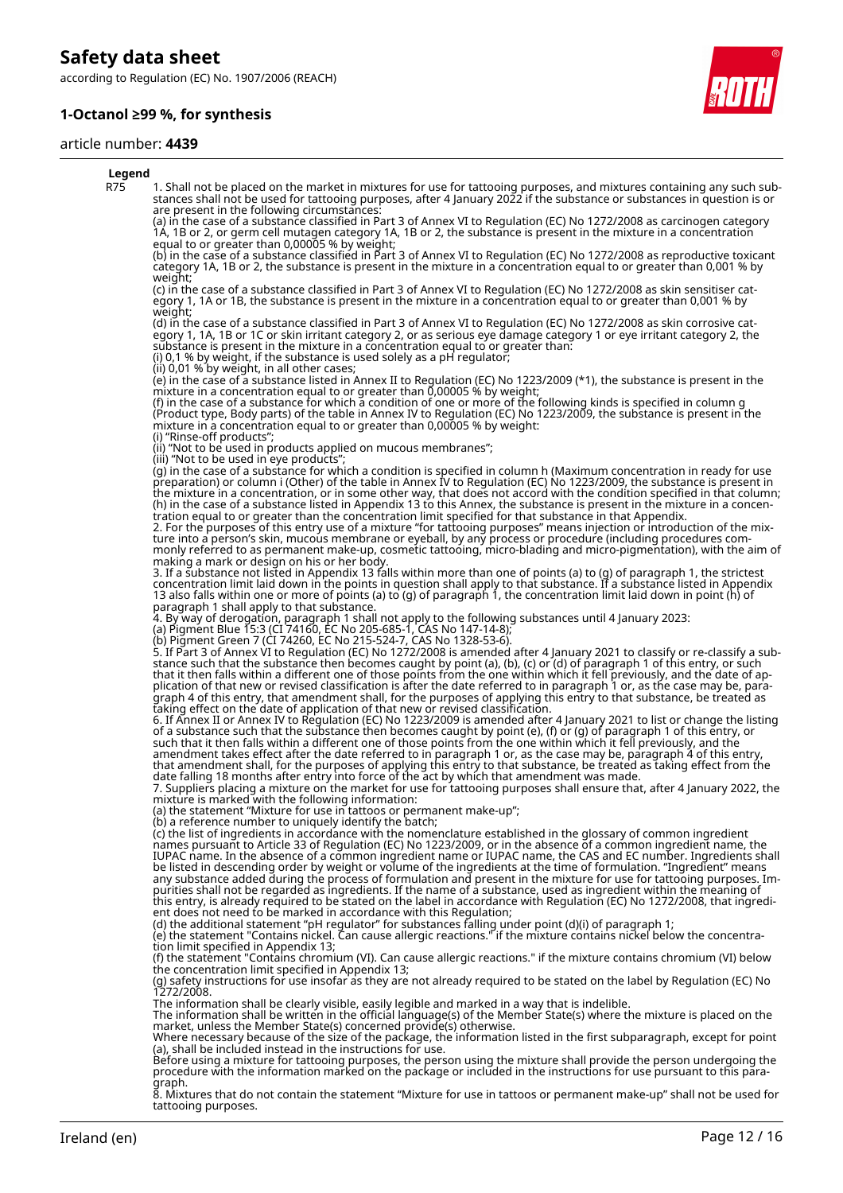**Legend**

| | |
|---|---|
| R75 | 1. Shall not be placed on the market in mixtures for use for tattooing purposes, and mixtures containing any such substances shall not be used for tattooing purposes, after 4 January 2022 if the substance or substances in question is or are present in the following circumstances:<br>(a) in the case of a substance classified in Part 3 of Annex VI to Regulation (EC) No 1272/2008 as carcinogen category 1A, 1B or 2, or germ cell mutagen category 1A, 1B or 2, the substance is present in the mixture in a concentration equal to or greater than 0,00005 % by weight;<br>(b) in the case of a substance classified in Part 3 of Annex VI to Regulation (EC) No 1272/2008 as reproductive toxicant category 1A, 1B or 2, the substance is present in the mixture in a concentration equal to or greater than 0,001 % by weight;<br>(c) in the case of a substance classified in Part 3 of Annex VI to Regulation (EC) No 1272/2008 as skin sensitiser category 1, 1A or 1B, the substance is present in the mixture in a concentration equal to or greater than 0,001 % by weight;<br>(d) in the case of a substance classified in Part 3 of Annex VI to Regulation (EC) No 1272/2008 as skin corrosive category 1, 1A, 1B or 1C or skin irritant category 2, or as serious eye damage category 1 or eye irritant category 2, the substance is present in the mixture in a concentration equal to or greater than:<br>(i) 0,1 % by weight, if the substance is used solely as a pH regulator;<br>(ii) 0,01 % by weight, in all other cases;<br>(e) in the case of a substance listed in Annex II to Regulation (EC) No 1223/2009 (*1), the substance is present in the mixture in a concentration equal to or greater than 0,00005 % by weight;<br>(f) in the case of a substance for which a condition of one or more of the following kinds is specified in column g (Product type, Body parts) of the table in Annex IV to Regulation (EC) No 1223/2009, the substance is present in the mixture in a concentration equal to or greater than 0,00005 % by weight:<br>(i) "Rinse-off products";<br>(ii) "Not to be used in products applied on mucous membranes";<br>(iii) "Not to be used in eye products";<br>(g) in the case of a substance for which a condition is specified in column h (Maximum concentration in ready for use preparation) or column i (Other) of the table in Annex IV to Regulation (EC) No 1223/2009, the substance is present in the mixture in a concentration, or in some other way, that does not accord with the condition specified in that column;<br>(h) in the case of a substance listed in Appendix 13 to this Annex, the substance is present in the mixture in a concentration equal to or greater than the concentration limit specified for that substance in that Appendix.<br>2. For the purposes of this entry use of a mixture "for tattooing purposes" means injection or introduction of the mixture into a person's skin, mucous membrane or eyeball, by any process or procedure (including procedures commonly referred to as permanent make-up, cosmetic tattooing, micro-blading and micro-pigmentation), with the aim of making a mark or design on his or her body.<br>3. If a substance not listed in Appendix 13 falls within more than one of points (a) to (g) of paragraph 1, the strictest concentration limit laid down in the points in question shall apply to that substance. If a substance listed in Appendix 13 also falls within one or more of points (a) to (g) of paragraph 1, the concentration limit laid down in point (h) of paragraph 1 shall apply to that substance.<br>4. By way of derogation, paragraph 1 shall not apply to the following substances until 4 January 2023:<br>(a) Pigment Blue 15:3 (CI 74160, EC No 205-685-1, CAS No 147-14-8);<br>(b) Pigment Green 7 (CI 74260, EC No 215-524-7, CAS No 1328-53-6).<br>5. If Part 3 of Annex VI to Regulation (EC) No 1272/2008 is amended after 4 January 2021 to classify or re-classify a substance such that the substance then becomes caught by point (a), (b), (c) or (d) of paragraph 1 of this entry, or such that it then falls within a different one of those points from the one within which it fell previously, and the date of application of that new or revised classification is after the date referred to in paragraph 1 or, as the case may be, paragraph 4 of this entry, that amendment shall, for the purposes of applying this entry to that substance, be treated as taking effect on the date of application of that new or revised classification.<br>6. If Annex II or Annex IV to Regulation (EC) No 1223/2009 is amended after 4 January 2021 to list or change the listing of a substance such that the substance then becomes caught by point (e), (f) or (g) of paragraph 1 of this entry, or such that it then falls within a different one of those points from the one within which it fell previously, and the amendment takes effect after the date referred to in paragraph 1 or, as the case may be, paragraph 4 of this entry, that amendment shall, for the purposes of applying this entry to that substance, be treated as taking effect from the date falling 18 months after entry into force of the act by which that amendment was made.<br>7. Suppliers placing a mixture on the market for use for tattooing purposes shall ensure that, after 4 January 2022, the mixture is marked with the following information:<br>(a) the statement "Mixture for use in tattoos or permanent make-up";<br>(b) a reference number to uniquely identify the batch;<br>(c) the list of ingredients in accordance with the nomenclature established in the glossary of common ingredient names pursuant to Article 33 of Regulation (EC) No 1223/2009, or in the absence of a common ingredient name, the IUPAC name. In the absence of a common ingredient name or IUPAC name, the CAS and EC number. Ingredients shall be listed in descending order by weight or volume of the ingredients at the time of formulation. "Ingredient" means any substance added during the process of formulation and present in the mixture for use for tattooing purposes. Impurities shall not be regarded as ingredients. If the name of a substance, used as ingredient within the meaning of this entry, is already required to be stated on the label in accordance with Regulation (EC) No 1272/2008, that ingredient does not need to be marked in accordance with this Regulation;<br>(d) the additional statement "pH regulator" for substances falling under point (d)(i) of paragraph 1;<br>(e) the statement "Contains nickel. Can cause allergic reactions." if the mixture contains nickel below the concentration limit specified in Appendix 13;<br>(f) the statement "Contains chromium (VI). Can cause allergic reactions." if the mixture contains chromium (VI) below the concentration limit specified in Appendix 13;<br>(g) safety instructions for use insofar as they are not already required to be stated on the label by Regulation (EC) No 1272/2008.<br>The information shall be clearly visible, easily legible and marked in a way that is indelible.<br>The information shall be written in the official language(s) of the Member State(s) where the mixture is placed on the market, unless the Member State(s) concerned provide(s) otherwise.<br>Where necessary because of the size of the package, the information listed in the first subparagraph, except for point (a), shall be included instead in the instructions for use.<br>Before using a mixture for tattooing purposes, the person using the mixture shall provide the person undergoing the procedure with the information marked on the package or included in the instructions for use pursuant to this paragraph.<br>8. Mixtures that do not contain the statement "Mixture for use in tattoos or permanent make-up" shall not be used for tattooing purposes. |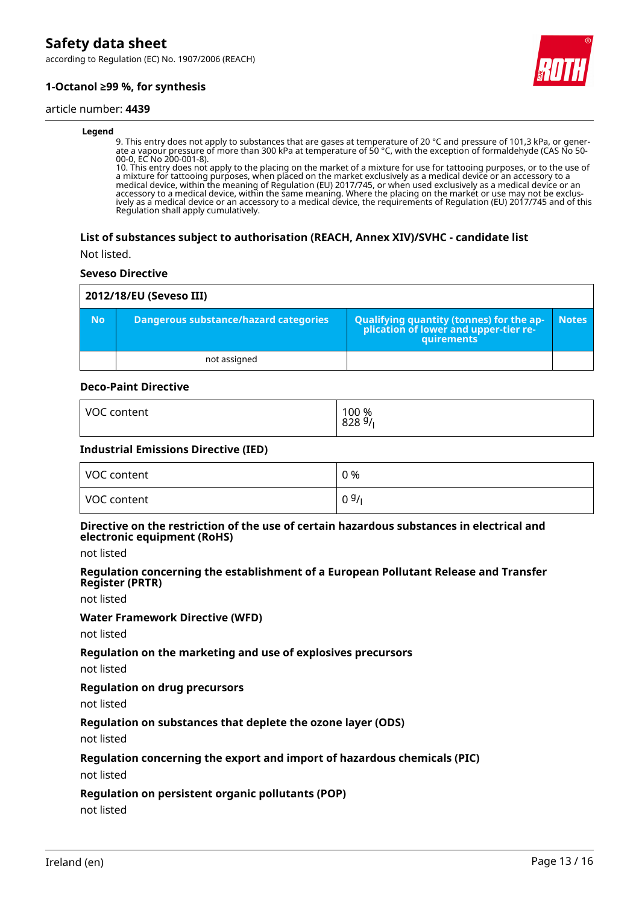**Legend**

9. This entry does not apply to substances that are gases at temperature of 20 °C and pressure of 101,3 kPa, or generate a vapour pressure of more than 300 kPa at temperature of 50 °C, with the exception of formaldehyde (CAS No 50-00-0, EC No 200-001-8).
10. This entry does not apply to the placing on the market of a mixture for use for tattooing purposes, or to the use of a mixture for tattooing purposes, when placed on the market exclusively as a medical device or an accessory to a medical device, within the meaning of Regulation (EU) 2017/745, or when used exclusively as a medical device or an accessory to a medical device, within the same meaning. Where the placing on the market or use may not be exclusively as a medical device or an accessory to a medical device, the requirements of Regulation (EU) 2017/745 and of this Regulation shall apply cumulatively.

### List of substances subject to authorisation (REACH, Annex XIV)/SVHC - candidate list

Not listed.

### Seveso Directive

| 2012/18/EU (Seveso III) | | | |
|---|---|---|---|
| **No** | **Dangerous substance/hazard categories** | **Qualifying quantity (tonnes) for the application of lower and upper-tier requirements** | **Notes** |
| | not assigned | | |

### Deco-Paint Directive

| | |
|---|---|
| VOC content | 100 %<br>828 g/l |

### Industrial Emissions Directive (IED)

| | |
|---|---|
| VOC content | 0 % |
| VOC content | 0 g/l |

### Directive on the restriction of the use of certain hazardous substances in electrical and electronic equipment (RoHS)

not listed

### Regulation concerning the establishment of a European Pollutant Release and Transfer Register (PRTR)

not listed

### Water Framework Directive (WFD)

not listed

### Regulation on the marketing and use of explosives precursors

not listed

### Regulation on drug precursors

not listed

### Regulation on substances that deplete the ozone layer (ODS)

not listed

### Regulation concerning the export and import of hazardous chemicals (PIC)

not listed

### Regulation on persistent organic pollutants (POP)

not listed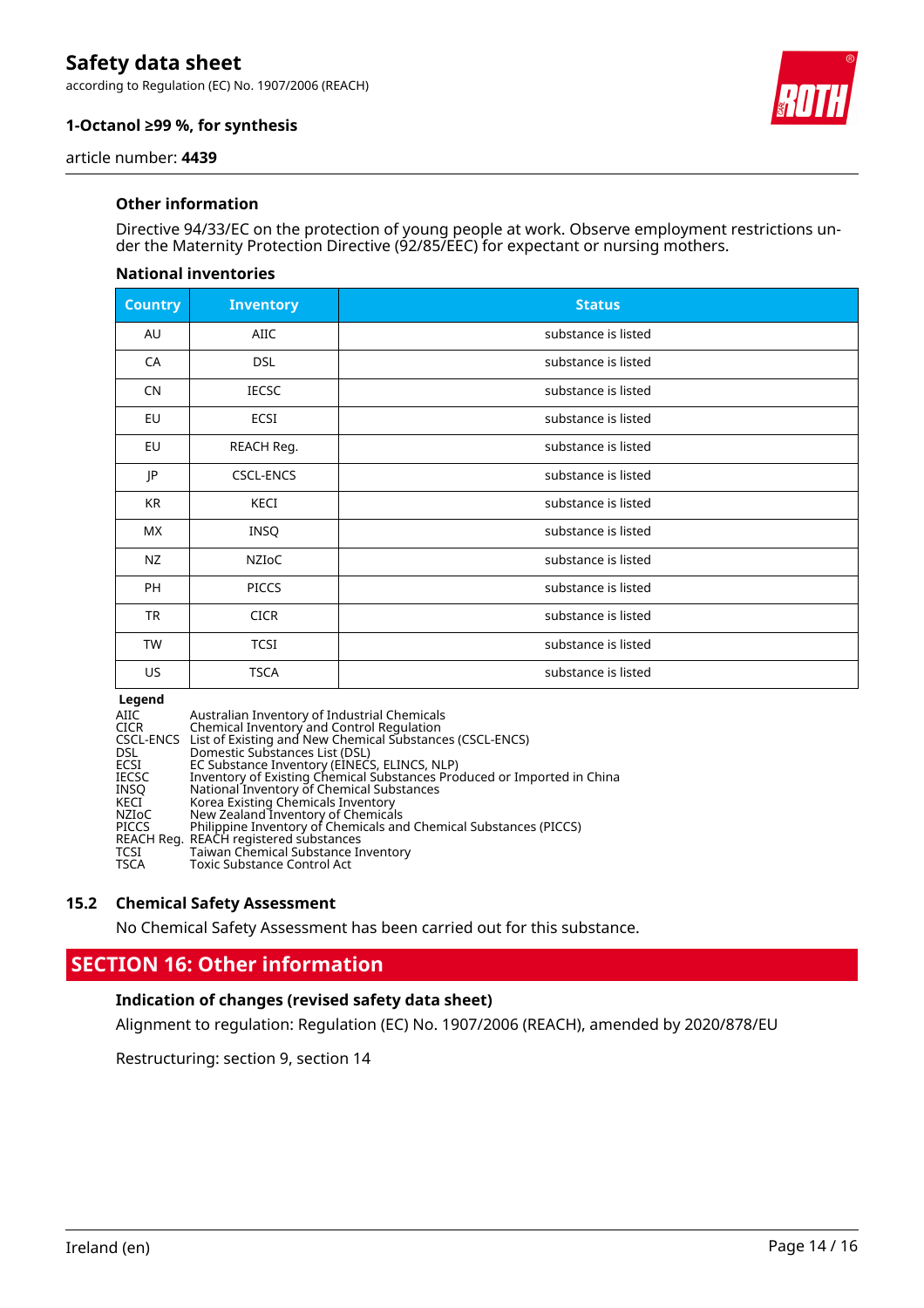### Other information

Directive 94/33/EC on the protection of young people at work. Observe employment restrictions under the Maternity Protection Directive (92/85/EEC) for expectant or nursing mothers.

#### National inventories

| Country | Inventory | Status |
|---|---|---|
| AU | AIIC | substance is listed |
| CA | DSL | substance is listed |
| CN | IECSC | substance is listed |
| EU | ECSI | substance is listed |
| EU | REACH Reg. | substance is listed |
| JP | CSCL-ENCS | substance is listed |
| KR | KECI | substance is listed |
| MX | INSQ | substance is listed |
| NZ | NZIoC | substance is listed |
| PH | PICCS | substance is listed |
| TR | CICR | substance is listed |
| TW | TCSI | substance is listed |
| US | TSCA | substance is listed |

**Legend**

| | |
|---|---|
| AIIC | Australian Inventory of Industrial Chemicals |
| CICR | Chemical Inventory and Control Regulation |
| CSCL-ENCS | List of Existing and New Chemical Substances (CSCL-ENCS) |
| DSL | Domestic Substances List (DSL) |
| ECSI | EC Substance Inventory (EINECS, ELINCS, NLP) |
| IECSC | Inventory of Existing Chemical Substances Produced or Imported in China |
| INSQ | National Inventory of Chemical Substances |
| KECI | Korea Existing Chemicals Inventory |
| NZIoC | New Zealand Inventory of Chemicals |
| PICCS | Philippine Inventory of Chemicals and Chemical Substances (PICCS) |
| REACH Reg. | REACH registered substances |
| TCSI | Taiwan Chemical Substance Inventory |
| TSCA | Toxic Substance Control Act |

### 15.2 Chemical Safety Assessment

No Chemical Safety Assessment has been carried out for this substance.

## SECTION 16: Other information

### Indication of changes (revised safety data sheet)

Alignment to regulation: Regulation (EC) No. 1907/2006 (REACH), amended by 2020/878/EU

Restructuring: section 9, section 14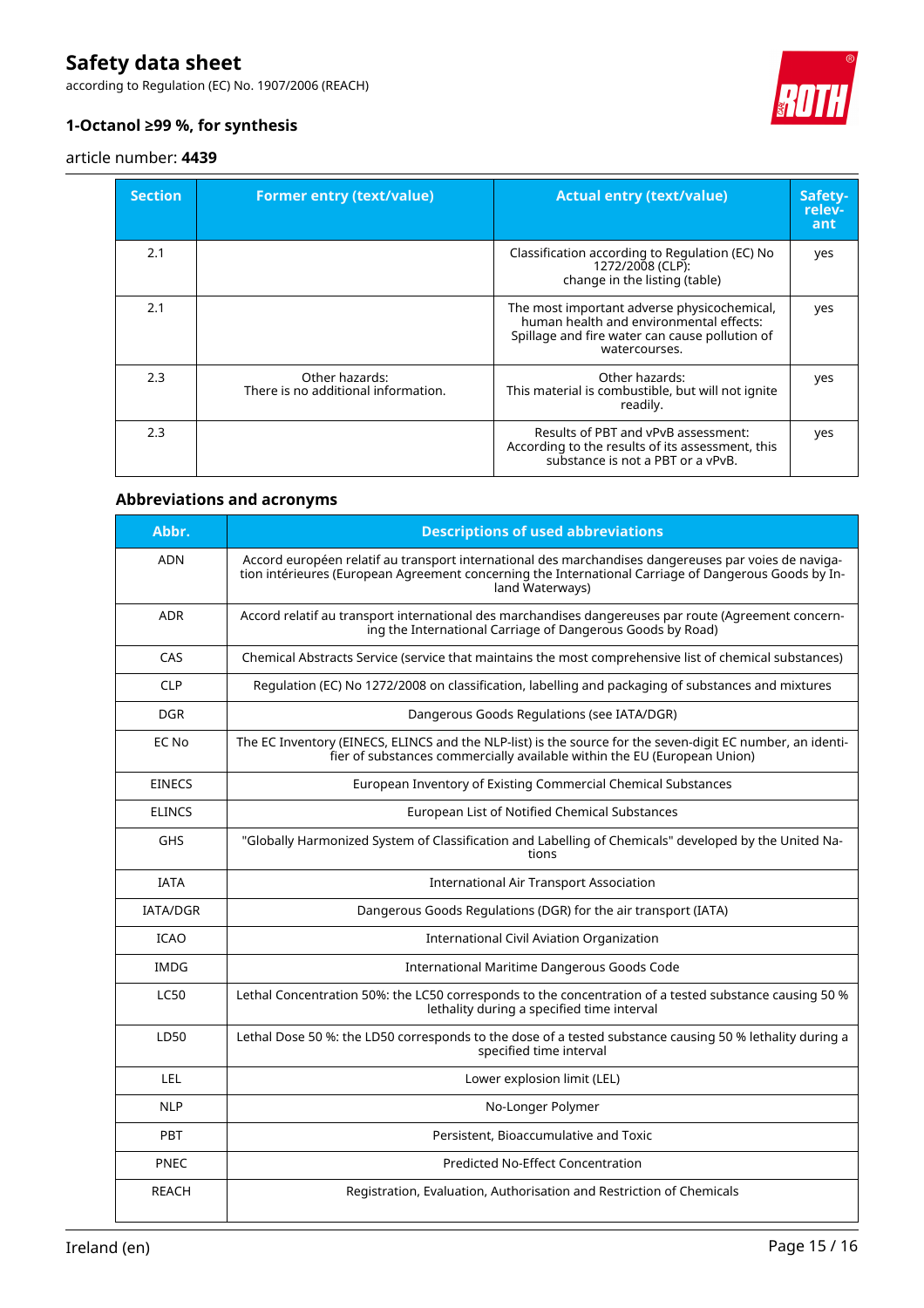| Section | Former entry (text/value) | Actual entry (text/value) | Safety-relevant |
|---|---|---|---|
| 2.1 | | Classification according to Regulation (EC) No 1272/2008 (CLP):<br>change in the listing (table) | yes |
| 2.1 | | The most important adverse physicochemical, human health and environmental effects:<br>Spillage and fire water can cause pollution of watercourses. | yes |
| 2.3 | Other hazards:<br>There is no additional information. | Other hazards:<br>This material is combustible, but will not ignite readily. | yes |
| 2.3 | | Results of PBT and vPvB assessment:<br>According to the results of its assessment, this substance is not a PBT or a vPvB. | yes |

### Abbreviations and acronyms

| Abbr. | Descriptions of used abbreviations |
|---|---|
| ADN | Accord européen relatif au transport international des marchandises dangereuses par voies de navigation intérieures (European Agreement concerning the International Carriage of Dangerous Goods by Inland Waterways) |
| ADR | Accord relatif au transport international des marchandises dangereuses par route (Agreement concerning the International Carriage of Dangerous Goods by Road) |
| CAS | Chemical Abstracts Service (service that maintains the most comprehensive list of chemical substances) |
| CLP | Regulation (EC) No 1272/2008 on classification, labelling and packaging of substances and mixtures |
| DGR | Dangerous Goods Regulations (see IATA/DGR) |
| EC No | The EC Inventory (EINECS, ELINCS and the NLP-list) is the source for the seven-digit EC number, an identifier of substances commercially available within the EU (European Union) |
| EINECS | European Inventory of Existing Commercial Chemical Substances |
| ELINCS | European List of Notified Chemical Substances |
| GHS | "Globally Harmonized System of Classification and Labelling of Chemicals" developed by the United Nations |
| IATA | International Air Transport Association |
| IATA/DGR | Dangerous Goods Regulations (DGR) for the air transport (IATA) |
| ICAO | International Civil Aviation Organization |
| IMDG | International Maritime Dangerous Goods Code |
| LC50 | Lethal Concentration 50%: the LC50 corresponds to the concentration of a tested substance causing 50 % lethality during a specified time interval |
| LD50 | Lethal Dose 50 %: the LD50 corresponds to the dose of a tested substance causing 50 % lethality during a specified time interval |
| LEL | Lower explosion limit (LEL) |
| NLP | No-Longer Polymer |
| PBT | Persistent, Bioaccumulative and Toxic |
| PNEC | Predicted No-Effect Concentration |
| REACH | Registration, Evaluation, Authorisation and Restriction of Chemicals |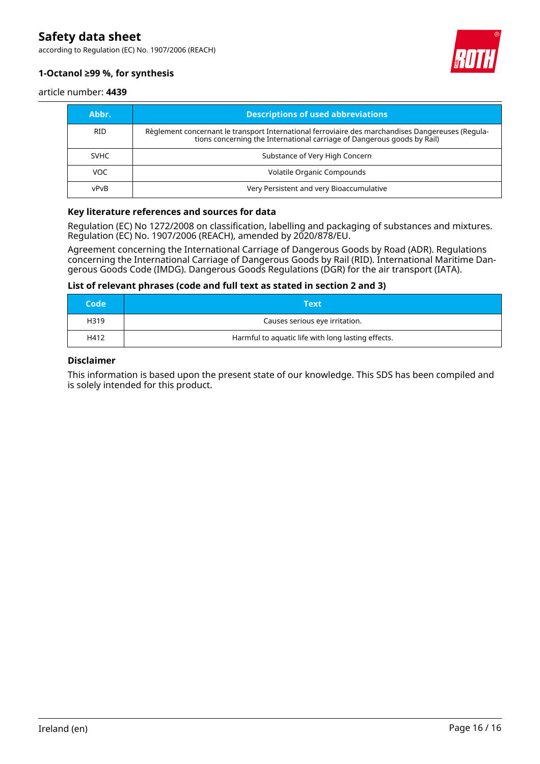| Abbr. | Descriptions of used abbreviations |
|---|---|
| RID | Règlement concernant le transport International ferroviaire des marchandises Dangereuses (Regulations concerning the International carriage of Dangerous goods by Rail) |
| SVHC | Substance of Very High Concern |
| VOC | Volatile Organic Compounds |
| vPvB | Very Persistent and very Bioaccumulative |

### Key literature references and sources for data

Regulation (EC) No 1272/2008 on classification, labelling and packaging of substances and mixtures. Regulation (EC) No. 1907/2006 (REACH), amended by 2020/878/EU.

Agreement concerning the International Carriage of Dangerous Goods by Road (ADR). Regulations concerning the International Carriage of Dangerous Goods by Rail (RID). International Maritime Dangerous Goods Code (IMDG). Dangerous Goods Regulations (DGR) for the air transport (IATA).

### List of relevant phrases (code and full text as stated in section 2 and 3)

| Code | Text |
|---|---|
| H319 | Causes serious eye irritation. |
| H412 | Harmful to aquatic life with long lasting effects. |

### Disclaimer

This information is based upon the present state of our knowledge. This SDS has been compiled and is solely intended for this product.